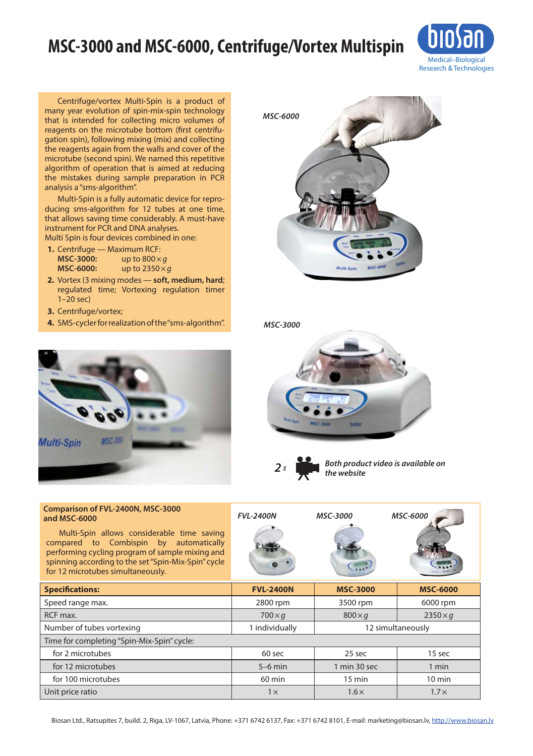# MSC-3000 and MSC-6000, Centrifuge/Vortex Multispin

Centrifuge/vortex Multi-Spin is a product of many year evolution of spin-mix-spin technology that is intended for collecting micro volumes of reagents on the microtube bottom (first centrifugation spin), following mixing (mix) and collecting the reagents again from the walls and cover of the microtube (second spin). We named this repetitive algorithm of operation that is aimed at reducing the mistakes during sample preparation in PCR analysis a "sms-algorithm".

Multi-Spin is a fully automatic device for reproducing sms-algorithm for 12 tubes at one time, that allows saving time considerably. A must-have instrument for PCR and DNA analyses.

Multi Spin is four devices combined in one:

1. Centrifuge — Maximum RCF:
   **MSC-3000:** up to 800 × *g*
   **MSC-6000:** up to 2350 × *g*
2. Vortex (3 mixing modes — **soft, medium, hard**; regulated time; Vortexing regulation timer 1–20 sec)
3. Centrifuge/vortex;
4. SMS-cycler for realization of the "sms-algorithm".

*MSC-6000*

*MSC-3000*

*2 x* *Both product video is available on the website*

**Comparison of FVL-2400N, MSC-3000 and MSC-6000**

Multi-Spin allows considerable time saving compared to Combispin by automatically performing cycling program of sample mixing and spinning according to the set "Spin-Mix-Spin" cycle for 12 microtubes simultaneously.

*FVL-2400N* *MSC-3000* *MSC-6000*

| **Specifications:** | **FVL-2400N** | **MSC-3000** | **MSC-6000** |
|---|---|---|---|
| Speed range max. | 2800 rpm | 3500 rpm | 6000 rpm |
| RCF max. | 700 × *g* | 800 × *g* | 2350 × *g* |
| Number of tubes vortexing | 1 individually | 12 simultaneously | |
| Time for completing "Spin-Mix-Spin" cycle: | | | |
| for 2 microtubes | 60 sec | 25 sec | 15 sec |
| for 12 microtubes | 5–6 min | 1 min 30 sec | 1 min |
| for 100 microtubes | 60 min | 15 min | 10 min |
| Unit price ratio | 1 × | 1.6 × | 1.7 × |

Biosan Ltd., Ratsupites 7, build. 2, Riga, LV-1067, Latvia, Phone: +371 6742 6137, Fax: +371 6742 8101, E-mail: marketing@biosan.lv, http://www.biosan.lv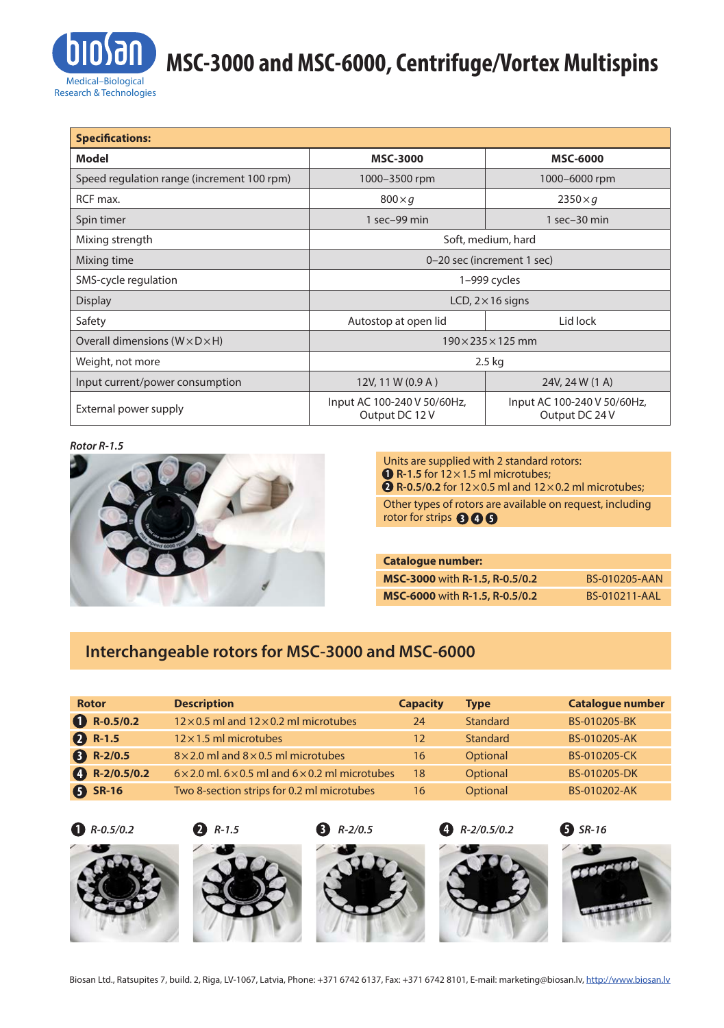# MSC-3000 and MSC-6000, Centrifuge/Vortex Multispins

biosan
Medical–Biological Research & Technologies

| Specifications: | | |
|---|---|---|
| **Model** | **MSC-3000** | **MSC-6000** |
| Speed regulation range (increment 100 rpm) | 1000–3500 rpm | 1000–6000 rpm |
| RCF max. | 800 × *g* | 2350 × *g* |
| Spin timer | 1 sec–99 min | 1 sec–30 min |
| Mixing strength | Soft, medium, hard | |
| Mixing time | 0–20 sec (increment 1 sec) | |
| SMS-cycle regulation | 1–999 cycles | |
| Display | LCD, 2 × 16 signs | |
| Safety | Autostop at open lid | Lid lock |
| Overall dimensions (W × D × H) | 190 × 235 × 125 mm | |
| Weight, not more | 2.5 kg | |
| Input current/power consumption | 12V, 11 W (0.9 A ) | 24V, 24 W (1 A) |
| External power supply | Input AC 100-240 V 50/60Hz, Output DC 12 V | Input AC 100-240 V 50/60Hz, Output DC 24 V |

*Rotor R-1.5*

Units are supplied with 2 standard rotors:
❶ **R-1.5** for 12 × 1.5 ml microtubes;
❷ **R-0.5/0.2** for 12 × 0.5 ml and 12 × 0.2 ml microtubes;

Other types of rotors are available on request, including rotor for strips ❸❹❺

| **Catalogue number:** | |
|---|---|
| **MSC-3000** with **R-1.5, R-0.5/0.2** | BS-010205-AAN |
| **MSC-6000** with **R-1.5, R-0.5/0.2** | BS-010211-AAL |

## Interchangeable rotors for MSC-3000 and MSC-6000

| Rotor | Description | Capacity | Type | Catalogue number |
|---|---|---|---|---|
| ❶ **R-0.5/0.2** | 12 × 0.5 ml and 12 × 0.2 ml microtubes | 24 | Standard | BS-010205-BK |
| ❷ **R-1.5** | 12 × 1.5 ml microtubes | 12 | Standard | BS-010205-AK |
| ❸ **R-2/0.5** | 8 × 2.0 ml and 8 × 0.5 ml microtubes | 16 | Optional | BS-010205-CK |
| ❹ **R-2/0.5/0.2** | 6 × 2.0 ml. 6 × 0.5 ml and 6 × 0.2 ml microtubes | 18 | Optional | BS-010205-DK |
| ❺ **SR-16** | Two 8-section strips for 0.2 ml microtubes | 16 | Optional | BS-010202-AK |

❶ *R-0.5/0.2* ❷ *R-1.5* ❸ *R-2/0.5* ❹ *R-2/0.5/0.2* ❺ *SR-16*

Biosan Ltd., Ratsupites 7, build. 2, Riga, LV-1067, Latvia, Phone: +371 6742 6137, Fax: +371 6742 8101, E-mail: marketing@biosan.lv, http://www.biosan.lv